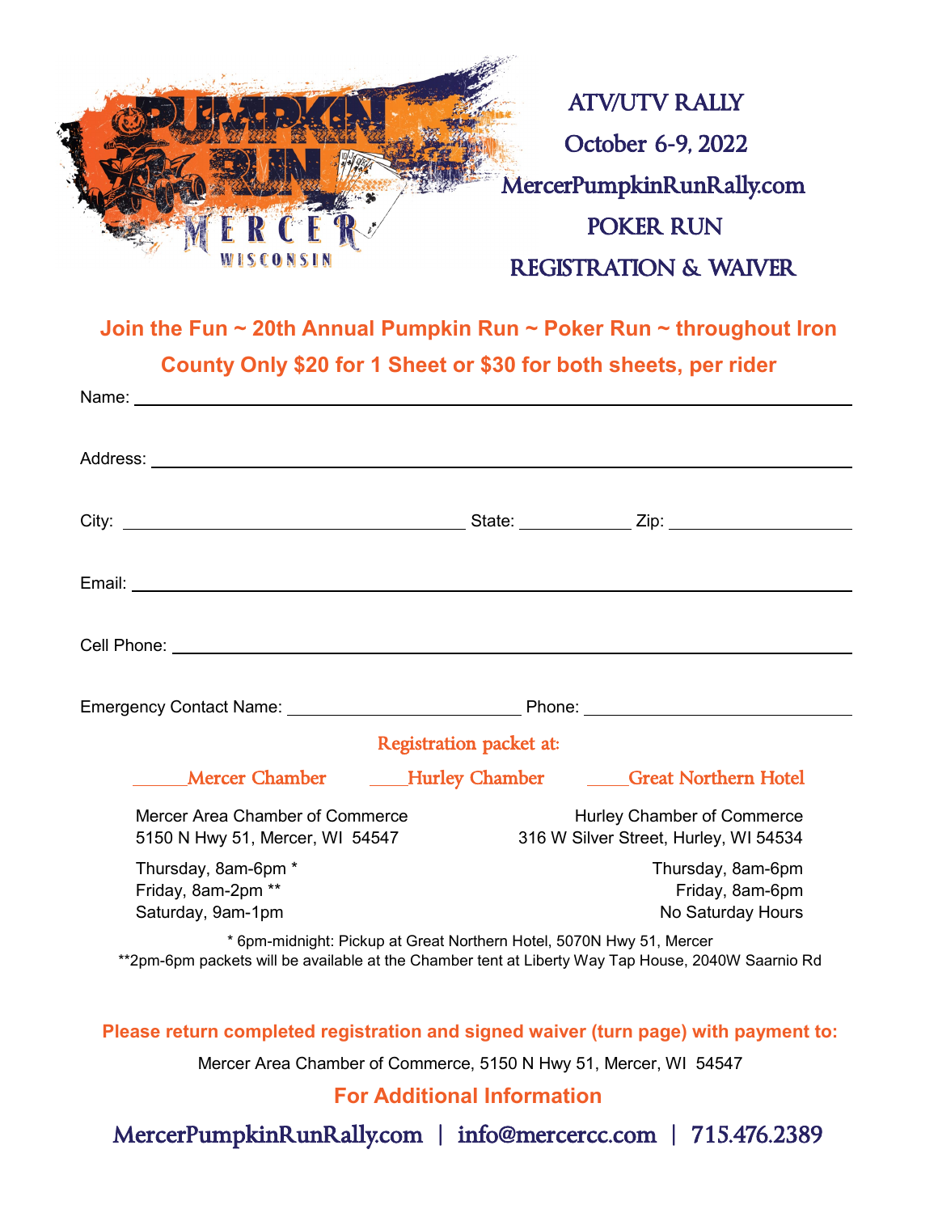# ATV/UTV RALLY

October 6-9, 2022

MercerPumpkinRunRally.com

## POKER RUN

## REGISTRATION & WAIVER

**Join the Fun ~ 20th Annual Pumpkin Run ~ Poker Run ~ throughout Iron County Only $20 for 1 Sheet or $30 for both sheets, per rider**

Name: ______________________________________________

Address: ______________________________________________

City: ______________________ State: __________ Zip: ______________

Email: ______________________________________________

Cell Phone: ______________________________________________

Emergency Contact Name: ______________________ Phone: ______________________

**Registration packet at:**

____Mercer Chamber ____Hurley Chamber ____Great Northern Hotel

Mercer Area Chamber of Commerce
5150 N Hwy 51, Mercer, WI 54547

Thursday, 8am-6pm *
Friday, 8am-2pm **
Saturday, 9am-1pm

Hurley Chamber of Commerce
316 W Silver Street, Hurley, WI 54534

Thursday, 8am-6pm
Friday, 8am-6pm
No Saturday Hours

* 6pm-midnight: Pickup at Great Northern Hotel, 5070N Hwy 51, Mercer
**2pm-6pm packets will be available at the Chamber tent at Liberty Way Tap House, 2040W Saarnio Rd

**Please return completed registration and signed waiver (turn page) with payment to:**

Mercer Area Chamber of Commerce, 5150 N Hwy 51, Mercer, WI 54547

**For Additional Information**

MercerPumpkinRunRally.com | info@mercercc.com | 715.476.2389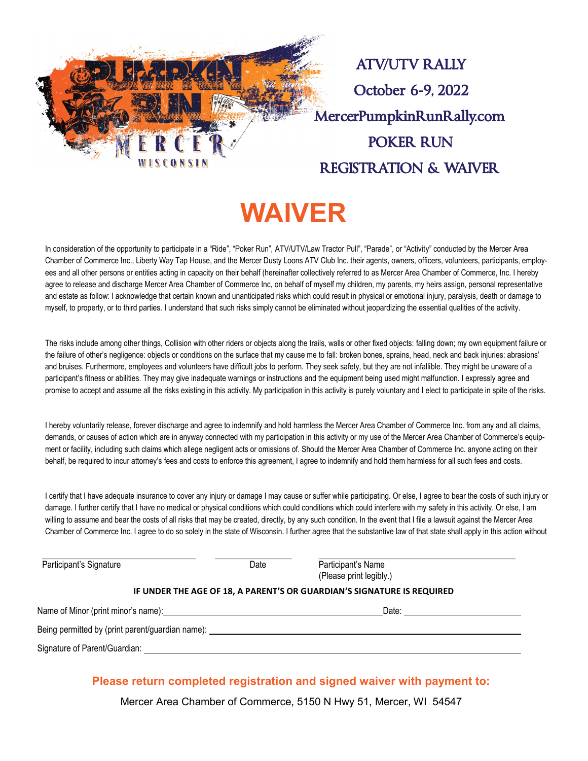ATV/UTV RALLY

October 6-9, 2022

MercerPumpkinRunRally.com

POKER RUN

REGISTRATION & WAIVER

# WAIVER

In consideration of the opportunity to participate in a "Ride", "Poker Run", ATV/UTV/Law Tractor Pull", "Parade", or "Activity" conducted by the Mercer Area Chamber of Commerce Inc., Liberty Way Tap House, and the Mercer Dusty Loons ATV Club Inc. their agents, owners, officers, volunteers, participants, employees and all other persons or entities acting in capacity on their behalf (hereinafter collectively referred to as Mercer Area Chamber of Commerce, Inc. I hereby agree to release and discharge Mercer Area Chamber of Commerce Inc, on behalf of myself my children, my parents, my heirs assign, personal representative and estate as follow: I acknowledge that certain known and unanticipated risks which could result in physical or emotional injury, paralysis, death or damage to myself, to property, or to third parties. I understand that such risks simply cannot be eliminated without jeopardizing the essential qualities of the activity.

The risks include among other things, Collision with other riders or objects along the trails, walls or other fixed objects: falling down; my own equipment failure or the failure of other's negligence: objects or conditions on the surface that my cause me to fall: broken bones, sprains, head, neck and back injuries: abrasions' and bruises. Furthermore, employees and volunteers have difficult jobs to perform. They seek safety, but they are not infallible. They might be unaware of a participant's fitness or abilities. They may give inadequate warnings or instructions and the equipment being used might malfunction. I expressly agree and promise to accept and assume all the risks existing in this activity. My participation in this activity is purely voluntary and I elect to participate in spite of the risks.

I hereby voluntarily release, forever discharge and agree to indemnify and hold harmless the Mercer Area Chamber of Commerce Inc. from any and all claims, demands, or causes of action which are in anyway connected with my participation in this activity or my use of the Mercer Area Chamber of Commerce's equipment or facility, including such claims which allege negligent acts or omissions of. Should the Mercer Area Chamber of Commerce Inc. anyone acting on their behalf, be required to incur attorney's fees and costs to enforce this agreement, I agree to indemnify and hold them harmless for all such fees and costs.

I certify that I have adequate insurance to cover any injury or damage I may cause or suffer while participating. Or else, I agree to bear the costs of such injury or damage. I further certify that I have no medical or physical conditions which could conditions which could interfere with my safety in this activity. Or else, I am willing to assume and bear the costs of all risks that may be created, directly, by any such condition. In the event that I file a lawsuit against the Mercer Area Chamber of Commerce Inc. I agree to do so solely in the state of Wisconsin. I further agree that the substantive law of that state shall apply in this action without

\_\_\_\_\_\_\_\_\_\_\_\_\_\_\_\_\_\_\_\_\_\_\_\_\_\_\_\_\_\_ \_\_\_\_\_\_\_\_\_\_\_\_\_\_\_ \_\_\_\_\_\_\_\_\_\_\_\_\_\_\_\_\_\_\_\_\_\_\_\_\_\_\_\_\_\_\_\_\_\_\_\_\_

Participant's Signature Date Participant's Name (Please print legibly.)

**IF UNDER THE AGE OF 18, A PARENT'S OR GUARDIAN'S SIGNATURE IS REQUIRED**

Name of Minor (print minor's name):\_\_\_\_\_\_\_\_\_\_\_\_\_\_\_\_\_\_\_\_\_\_\_\_\_\_\_\_\_\_\_\_\_\_\_\_\_\_\_\_ Date: \_\_\_\_\_\_\_\_\_\_\_\_\_\_\_\_\_\_\_\_

Being permitted by (print parent/guardian name): \_\_\_\_\_\_\_\_\_\_\_\_\_\_\_\_\_\_\_\_\_\_\_\_\_\_\_\_\_\_\_\_\_\_\_\_\_\_\_\_\_\_\_\_\_\_\_\_\_\_

Signature of Parent/Guardian: \_\_\_\_\_\_\_\_\_\_\_\_\_\_\_\_\_\_\_\_\_\_\_\_\_\_\_\_\_\_\_\_\_\_\_\_\_\_\_\_\_\_\_\_\_\_\_\_\_\_\_\_\_\_\_\_\_\_\_\_\_\_\_\_

**Please return completed registration and signed waiver with payment to:**

Mercer Area Chamber of Commerce, 5150 N Hwy 51, Mercer, WI 54547